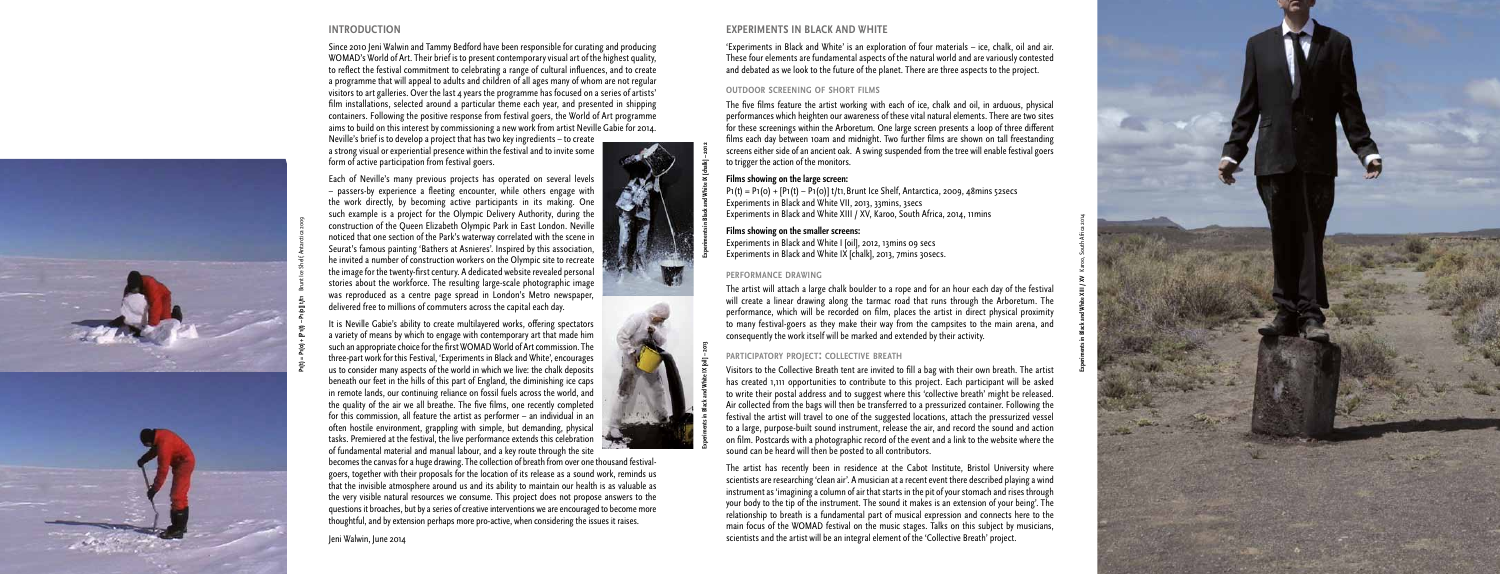## INTRODUCTION

Since 2010 Jeni Walwin and Tammy Bedford have been responsible for curating and producing WOMAD's World of Art. Their brief is to present contemporary visual art of the highest quality, to reflect the festival commitment to celebrating a range of cultural influences, and to create a programme that will appeal to adults and children of all ages many of whom are not regular visitors to art galleries. Over the last 4 years the programme has focused on a series of artists' film installations, selected around a particular theme each year, and presented in shipping containers. Following the positive response from festival goers, the World of Art programme aims to build on this interest by commissioning a new work from artist Neville Gabie for 2014. Neville's brief is to develop a project that has two key ingredients – to create a strong visual or experiential presence within the festival and to invite some form of active participation from festival goers.

Each of Neville's many previous projects has operated on several levels – passers-by experience a fleeting encounter, while others engage with the work directly, by becoming active participants in its making. One such example is a project for the Olympic Delivery Authority, during the construction of the Queen Elizabeth Olympic Park in East London. Neville noticed that one section of the Park's waterway correlated with the scene in Seurat's famous painting 'Bathers at Asnieres'. Inspired by this association, he invited a number of construction workers on the Olympic site to recreate the image for the twenty-first century. A dedicated website revealed personal stories about the workforce. The resulting large-scale photographic image was reproduced as a centre page spread in London's Metro newspaper, delivered free to millions of commuters across the capital each day.

It is Neville Gabie's ability to create multilayered works, offering spectators a variety of means by which to engage with contemporary art that made him such an appropriate choice for the first WOMAD World of Art commission. The three-part work for this Festival, 'Experiments in Black and White', encourages us to consider many aspects of the world in which we live: the chalk deposits beneath our feet in the hills of this part of England, the diminishing ice caps in remote lands, our continuing reliance on fossil fuels across the world, and the quality of the air we all breathe. The five films, one recently completed for this commission, all feature the artist as performer – an individual in an often hostile environment, grappling with simple, but demanding, physical tasks. Premiered at the festival, the live performance extends this celebration of fundamental material and manual labour, and a key route through the site becomes the canvas for a huge drawing. The collection of breath from over one thousand festival-goers, together with their proposals for the location of its release as a sound work, reminds us that the invisible atmosphere around us and its ability to maintain our health is as valuable as the very visible natural resources we consume. This project does not propose answers to the questions it broaches, but by a series of creative interventions we are encouraged to become more thoughtful, and by extension perhaps more pro-active, when considering the issues it raises.

Jeni Walwin, June 2014

$P1(t) = P1(0) + [P1(t) – P1(0)] t/t1$, Brunt Ice Shelf, Antarctica 2009

Experiments in Black and White IX [chalk] – 2013

Experiments in Black and White IX [oil] – 2013

## EXPERIMENTS IN BLACK AND WHITE

'Experiments in Black and White' is an exploration of four materials – ice, chalk, oil and air. These four elements are fundamental aspects of the natural world and are variously contested and debated as we look to the future of the planet. There are three aspects to the project.

### OUTDOOR SCREENING OF SHORT FILMS

The five films feature the artist working with each of ice, chalk and oil, in arduous, physical performances which heighten our awareness of these vital natural elements. There are two sites for these screenings within the Arboretum. One large screen presents a loop of three different films each day between 10am and midnight. Two further films are shown on tall freestanding screens either side of an ancient oak. A swing suspended from the tree will enable festival goers to trigger the action of the monitors.

**Films showing on the large screen:**

$P1(t) = P1(0) + [P1(t) – P1(0)] t/t1$, Brunt Ice Shelf, Antarctica, 2009, 48mins 52secs
Experiments in Black and White VII, 2013, 33mins, 3secs
Experiments in Black and White XIII / XV, Karoo, South Africa, 2014, 11mins

**Films showing on the smaller screens:**

Experiments in Black and White I [oil], 2012, 13mins 09 secs
Experiments in Black and White IX [chalk], 2013, 7mins 30secs.

### PERFORMANCE DRAWING

The artist will attach a large chalk boulder to a rope and for an hour each day of the festival will create a linear drawing along the tarmac road that runs through the Arboretum. The performance, which will be recorded on film, places the artist in direct physical proximity to many festival-goers as they make their way from the campsites to the main arena, and consequently the work itself will be marked and extended by their activity.

### PARTICIPATORY PROJECT: COLLECTIVE BREATH

Visitors to the Collective Breath tent are invited to fill a bag with their own breath. The artist has created 1,111 opportunities to contribute to this project. Each participant will be asked to write their postal address and to suggest where this 'collective breath' might be released. Air collected from the bags will then be transferred to a pressurized container. Following the festival the artist will travel to one of the suggested locations, attach the pressurized vessel to a large, purpose-built sound instrument, release the air, and record the sound and action on film. Postcards with a photographic record of the event and a link to the website where the sound can be heard will then be posted to all contributors.

The artist has recently been in residence at the Cabot Institute, Bristol University where scientists are researching 'clean air'. A musician at a recent event there described playing a wind instrument as 'imagining a column of air that starts in the pit of your stomach and rises through your body to the tip of the instrument. The sound it makes is an extension of your being'. The relationship to breath is a fundamental part of musical expression and connects here to the main focus of the WOMAD festival on the music stages. Talks on this subject by musicians, scientists and the artist will be an integral element of the 'Collective Breath' project.

Experiments in Black and White XIII / XV Karoo, South Africa 2014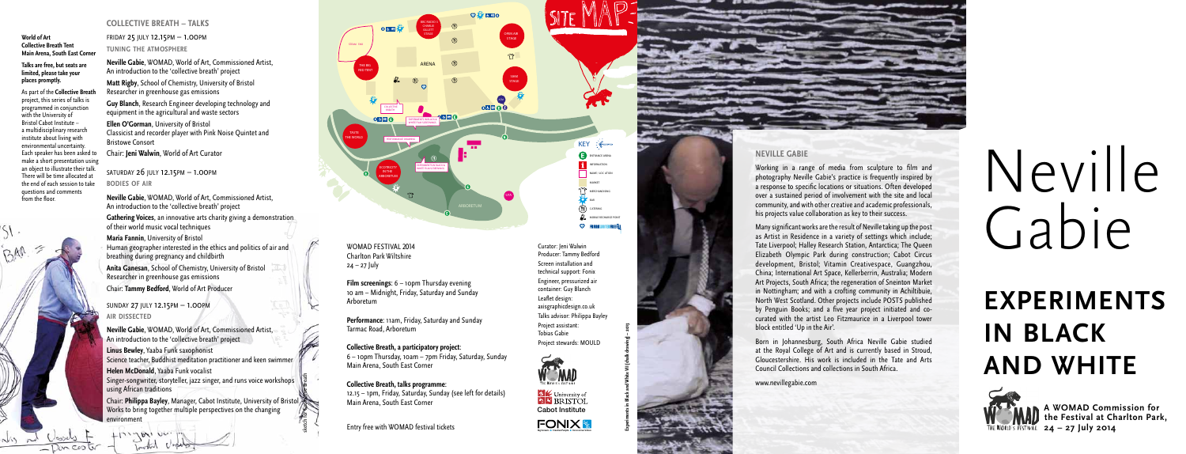World of Art
Collective Breath Tent
Main Arena, South East Corner

Talks are free, but seats are limited, please take your places promptly.

As part of the **Collective Breath** project, this series of talks is programmed in conjunction with the University of Bristol Cabot Institute – a multidisciplinary research institute about living with environmental uncertainty. Each speaker has been asked to make a short presentation using an object to illustrate their talk. There will be time allocated at the end of each session to take questions and comments from the floor.

## COLLECTIVE BREATH – TALKS

### FRIDAY 25 JULY 12.15PM – 1.00PM
**TUNING THE ATMOSPHERE**

**Neville Gabie**, WOMAD, World of Art, Commissioned Artist, An introduction to the 'collective breath' project

**Matt Rigby**, School of Chemistry, University of Bristol
Researcher in greenhouse gas emissions

**Guy Blanch**, Research Engineer developing technology and equipment in the agricultural and waste sectors

**Ellen O'Gorman**, University of Bristol
Classicist and recorder player with Pink Noise Quintet and Bristowe Consort

Chair: **Jeni Walwin**, World of Art Curator

### SATURDAY 26 JULY 12.15PM – 1.00PM
**BODIES OF AIR**

**Neville Gabie**, WOMAD, World of Art, Commissioned Artist, An introduction to the 'collective breath' project

**Gathering Voices**, an innovative arts charity giving a demonstration of their world music vocal techniques

**Maria Fannin**, University of Bristol
Human geographer interested in the ethics and politics of air and breathing during pregnancy and childbirth

**Anita Ganesan**, School of Chemistry, University of Bristol
Researcher in greenhouse gas emissions

Chair: **Tammy Bedford**, World of Art Producer

### SUNDAY 27 JULY 12.15PM – 1.00PM
**AIR DISSECTED**

**Neville Gabie**, WOMAD, World of Art, Commissioned Artist, An introduction to the 'collective breath' project

**Linus Bewley**, Yaaba Funk saxophonist
Science teacher, Buddhist meditation practitioner and keen swimmer

**Helen McDonald**, Yaaba Funk vocalist
Singer-songwriter, storyteller, jazz singer, and runs voice workshops using African traditions

Chair: **Philippa Bayley**, Manager, Cabot Institute, University of Bristol
Works to bring together multiple perspectives on the changing environment

SITE MAP

KEY
ENTRANCE ARENA
INFORMATION
MARKET / LOCATION
MARKET
WATER POINT
BAR
CATERING
BARBAG RECHARGE POINT

WOMAD FESTIVAL 2014
Charlton Park Wiltshire
24 – 27 July

**Film screenings**: 6 – 10pm Thursday evening
10 am – Midnight, Friday, Saturday and Sunday
Arboretum

**Performance**: 11am, Friday, Saturday and Sunday
Tarmac Road, Arboretum

**Collective Breath, a participatory project**:
6 – 10pm Thursday, 10am – 7pm Friday, Saturday, Sunday
Main Arena, South East Corner

**Collective Breath, talks programme**:
12.15 – 1pm, Friday, Saturday, Sunday (see left for details)
Main Arena, South East Corner

Entry free with WOMAD festival tickets

Curator: Jeni Walwin
Producer: Tammy Bedford
Screen installation and technical support: Fonix
Engineer, pressurized air container: Guy Blanch
Leaflet design: axisgraphicdesign.co.uk
Talks advisor: Philippa Bayley
Project assistant: Tobias Gabie
Project stewards: MOULD

Experiments in Black and White VII (chalk drawing) – 2013

# Neville Gabie

## EXPERIMENTS IN BLACK AND WHITE

**A WOMAD Commission for the Festival at Charlton Park, 24 – 27 July 2014**

### NEVILLE GABIE

Working in a range of media from sculpture to film and photography Neville Gabie's practice is frequently inspired by a response to specific locations or situations. Often developed over a sustained period of involvement with the site and local community, and with other creative and academic professionals, his projects value collaboration as key to their success.

Many significant works are the result of Neville taking up the post as Artist in Residence in a variety of settings which include; Tate Liverpool; Halley Research Station, Antarctica; The Queen Elizabeth Olympic Park during construction; Cabot Circus development, Bristol; Vitamin Creativespace, Guangzhou, China; International Art Space, Kellerberrin, Australia; Modern Art Projects, South Africa; the regeneration of Sneinton Market in Nottingham; and with a crofting community in Achiltibuie, North West Scotland. Other projects include POSTS published by Penguin Books; and a five year project initiated and co-curated with the artist Leo Fitzmaurice in a Liverpool tower block entitled 'Up in the Air'.

Born in Johannesburg, South Africa Neville Gabie studied at the Royal College of Art and is currently based in Stroud, Gloucestershire. His work is included in the Tate and Arts Council Collections and collections in South Africa.

www.nevillegabie.com